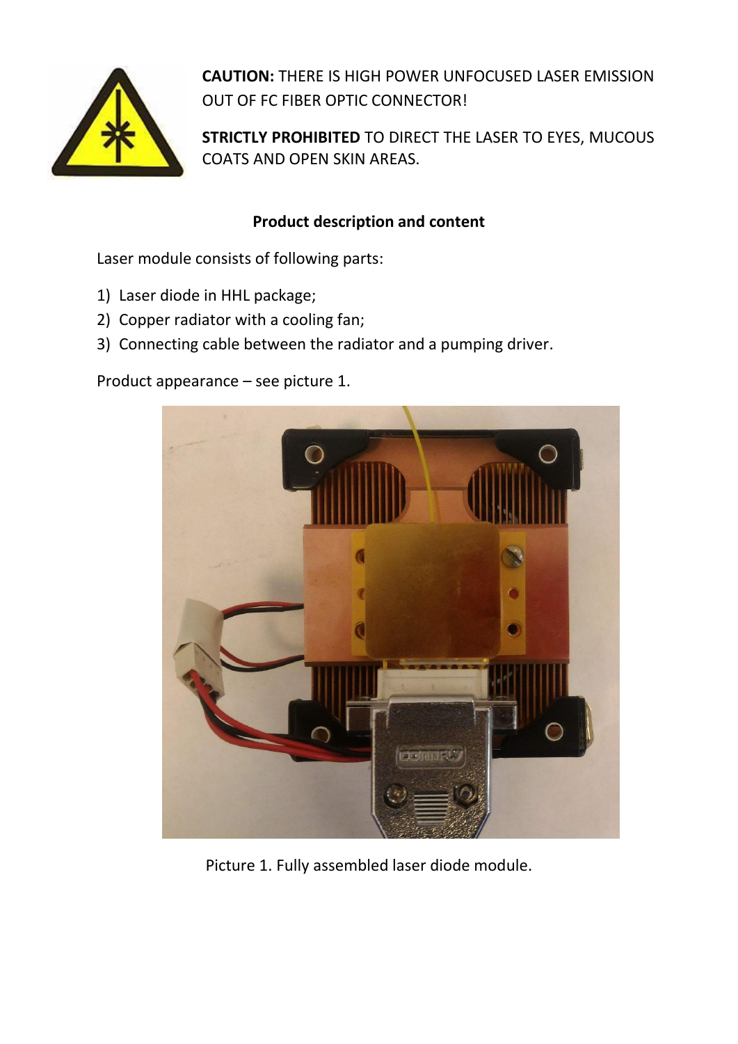**CAUTION:** THERE IS HIGH POWER UNFOCUSED LASER EMISSION OUT OF FC FIBER OPTIC CONNECTOR!

**STRICTLY PROHIBITED** TO DIRECT THE LASER TO EYES, MUCOUS COATS AND OPEN SKIN AREAS.

## Product description and content

Laser module consists of following parts:

1) Laser diode in HHL package;
2) Copper radiator with a cooling fan;
3) Connecting cable between the radiator and a pumping driver.

Product appearance – see picture 1.

Picture 1. Fully assembled laser diode module.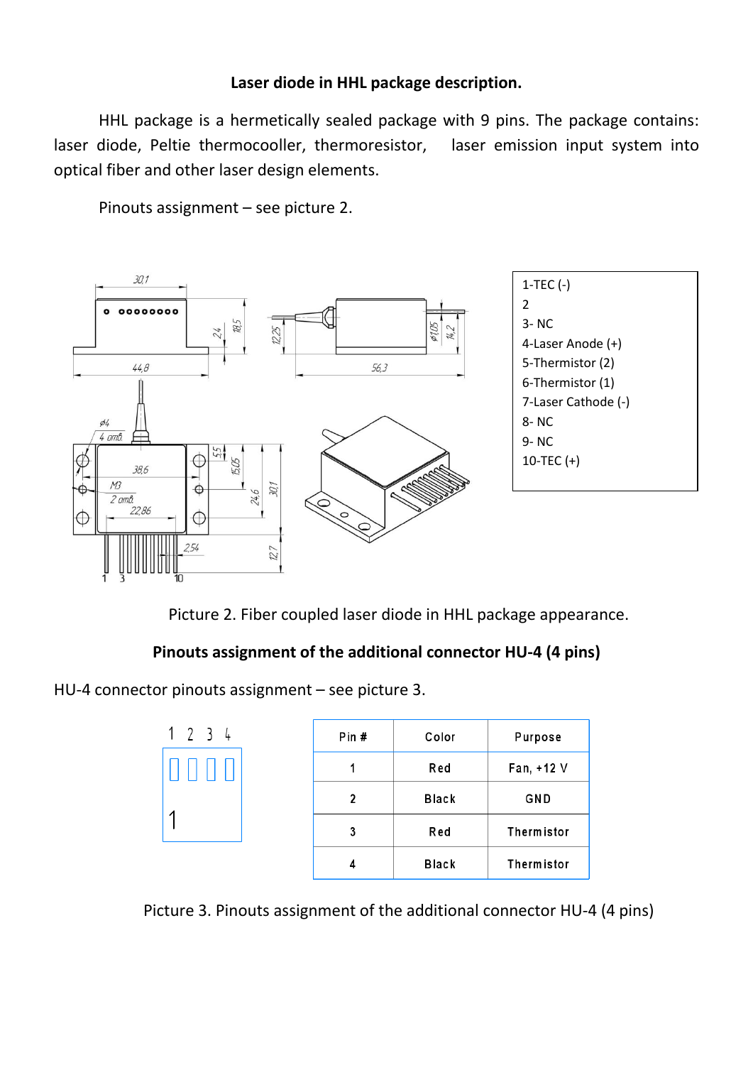**Laser diode in HHL package description.**

HHL package is a hermetically sealed package with 9 pins. The package contains: laser diode, Peltie thermocooller, thermoresistor, laser emission input system into optical fiber and other laser design elements.

Pinouts assignment – see picture 2.

1-TEC (-)
2
3- NC
4-Laser Anode (+)
5-Thermistor (2)
6-Thermistor (1)
7-Laser Cathode (-)
8- NC
9- NC
10-TEC (+)

Picture 2. Fiber coupled laser diode in HHL package appearance.

**Pinouts assignment of the additional connector HU-4 (4 pins)**

HU-4 connector pinouts assignment – see picture 3.

| Pin # | Color | Purpose |
|---|---|---|
| 1 | Red | Fan, +12 V |
| 2 | Black | GND |
| 3 | Red | Thermistor |
| 4 | Black | Thermistor |

Picture 3. Pinouts assignment of the additional connector HU-4 (4 pins)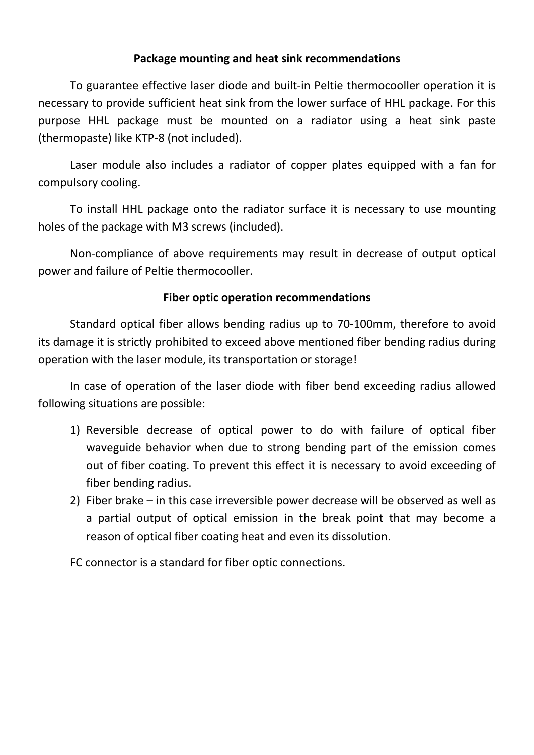## Package mounting and heat sink recommendations

To guarantee effective laser diode and built-in Peltie thermocooller operation it is necessary to provide sufficient heat sink from the lower surface of HHL package. For this purpose HHL package must be mounted on a radiator using a heat sink paste (thermopaste) like KTP-8 (not included).

Laser module also includes a radiator of copper plates equipped with a fan for compulsory cooling.

To install HHL package onto the radiator surface it is necessary to use mounting holes of the package with M3 screws (included).

Non-compliance of above requirements may result in decrease of output optical power and failure of Peltie thermocooller.

## Fiber optic operation recommendations

Standard optical fiber allows bending radius up to 70-100mm, therefore to avoid its damage it is strictly prohibited to exceed above mentioned fiber bending radius during operation with the laser module, its transportation or storage!

In case of operation of the laser diode with fiber bend exceeding radius allowed following situations are possible:

1) Reversible decrease of optical power to do with failure of optical fiber waveguide behavior when due to strong bending part of the emission comes out of fiber coating. To prevent this effect it is necessary to avoid exceeding of fiber bending radius.
2) Fiber brake – in this case irreversible power decrease will be observed as well as a partial output of optical emission in the break point that may become a reason of optical fiber coating heat and even its dissolution.

FC connector is a standard for fiber optic connections.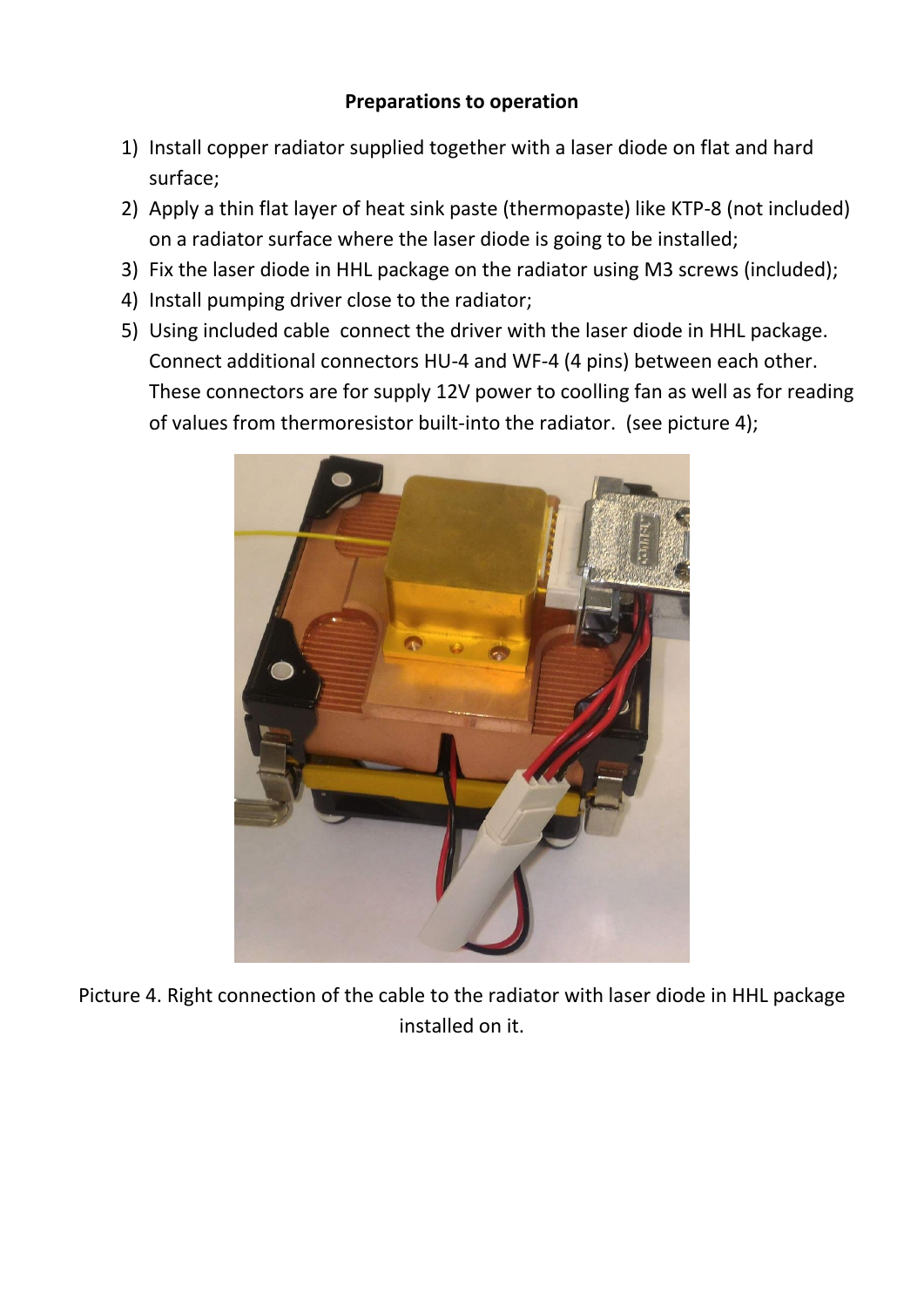**Preparations to operation**

1) Install copper radiator supplied together with a laser diode on flat and hard surface;
2) Apply a thin flat layer of heat sink paste (thermopaste) like KTP-8 (not included) on a radiator surface where the laser diode is going to be installed;
3) Fix the laser diode in HHL package on the radiator using M3 screws (included);
4) Install pumping driver close to the radiator;
5) Using included cable  connect the driver with the laser diode in HHL package. Connect additional connectors HU-4 and WF-4 (4 pins) between each other. These connectors are for supply 12V power to coolling fan as well as for reading of values from thermoresistor built-into the radiator.  (see picture 4);

Picture 4. Right connection of the cable to the radiator with laser diode in HHL package installed on it.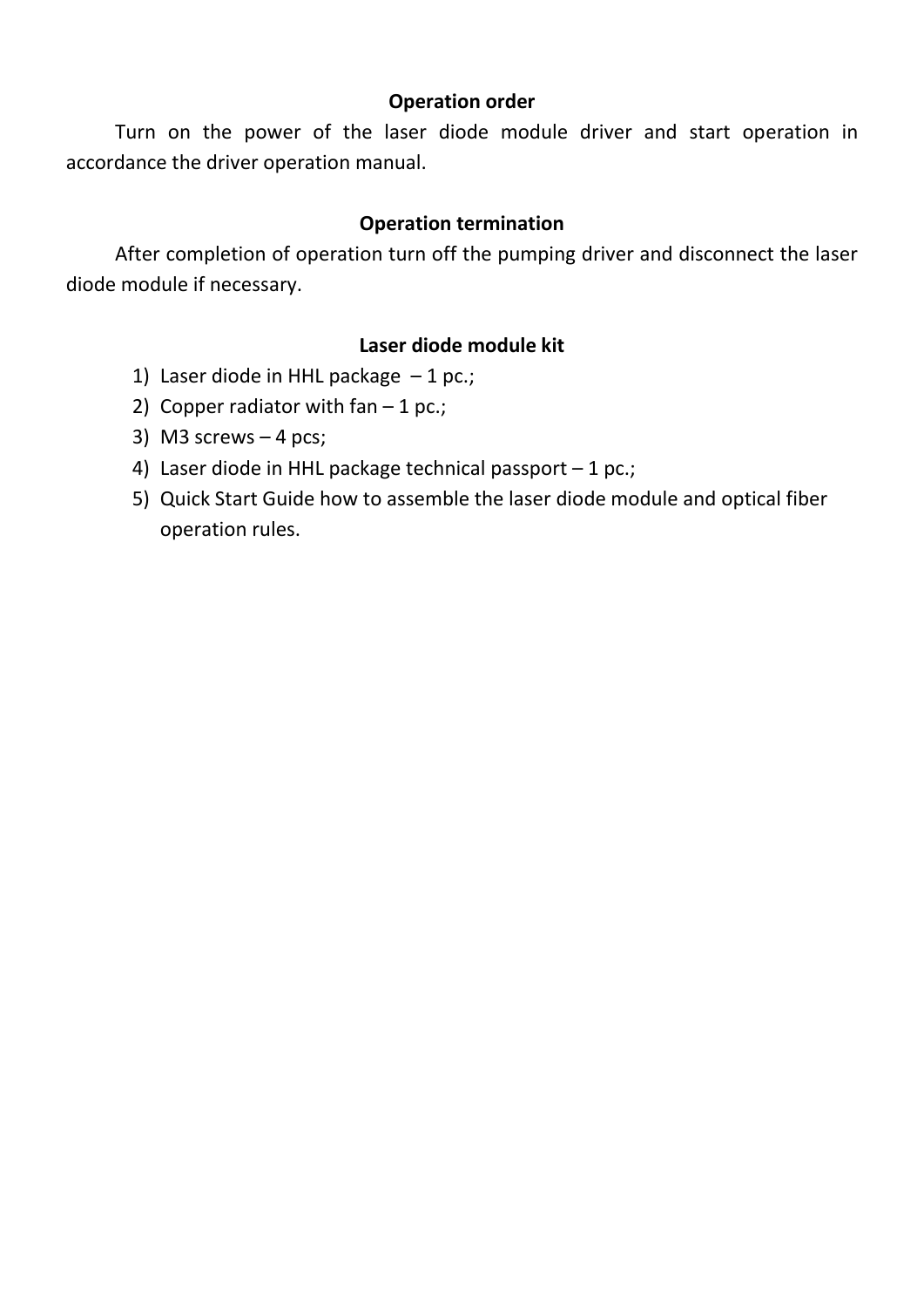**Operation order**

Turn on the power of the laser diode module driver and start operation in accordance the driver operation manual.

**Operation termination**

After completion of operation turn off the pumping driver and disconnect the laser diode module if necessary.

**Laser diode module kit**

1) Laser diode in HHL package – 1 pc.;
2) Copper radiator with fan – 1 pc.;
3) M3 screws – 4 pcs;
4) Laser diode in HHL package technical passport – 1 pc.;
5) Quick Start Guide how to assemble the laser diode module and optical fiber operation rules.